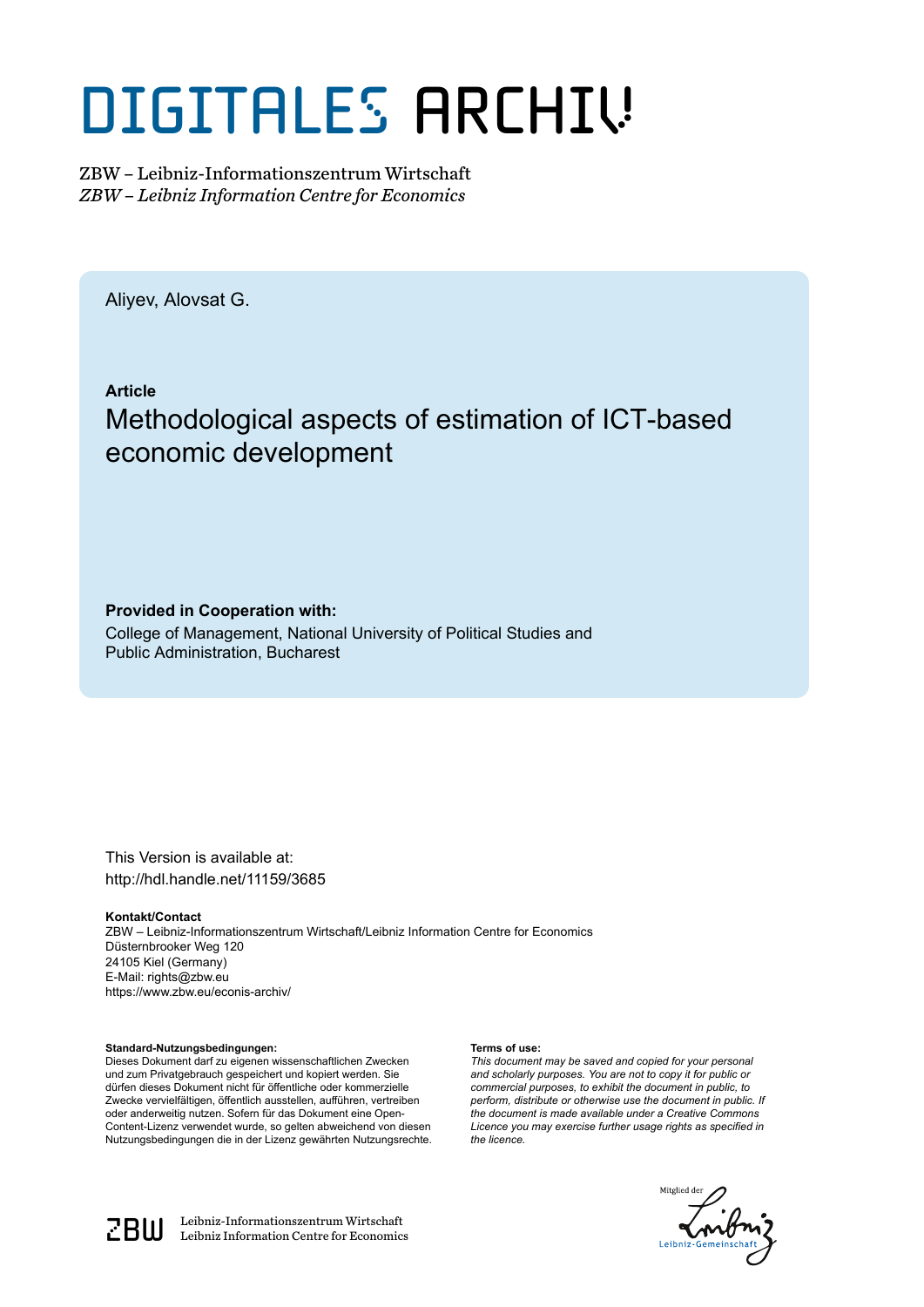# DIGITALES ARCHIV

ZBW – Leibniz-Informationszentrum Wirtschaft
*ZBW – Leibniz Information Centre for Economics*

Aliyev, Alovsat G.

**Article**

## Methodological aspects of estimation of ICT-based economic development

**Provided in Cooperation with:**
College of Management, National University of Political Studies and Public Administration, Bucharest

This Version is available at:
http://hdl.handle.net/11159/3685

**Kontakt/Contact**
ZBW – Leibniz-Informationszentrum Wirtschaft/Leibniz Information Centre for Economics
Düsternbrooker Weg 120
24105 Kiel (Germany)
E-Mail: rights@zbw.eu
https://www.zbw.eu/econis-archiv/

**Standard-Nutzungsbedingungen:**
Dieses Dokument darf zu eigenen wissenschaftlichen Zwecken und zum Privatgebrauch gespeichert und kopiert werden. Sie dürfen dieses Dokument nicht für öffentliche oder kommerzielle Zwecke vervielfältigen, öffentlich ausstellen, aufführen, vertreiben oder anderweitig nutzen. Sofern für das Dokument eine Open-Content-Lizenz verwendet wurde, so gelten abweichend von diesen Nutzungsbedingungen die in der Lizenz gewährten Nutzungsrechte.

**Terms of use:**
*This document may be saved and copied for your personal and scholarly purposes. You are not to copy it for public or commercial purposes, to exhibit the document in public, to perform, distribute or otherwise use the document in public. If the document is made available under a Creative Commons Licence you may exercise further usage rights as specified in the licence.*

ZBW Leibniz-Informationszentrum Wirtschaft
Leibniz Information Centre for Economics

Mitglied der Leibniz-Gemeinschaft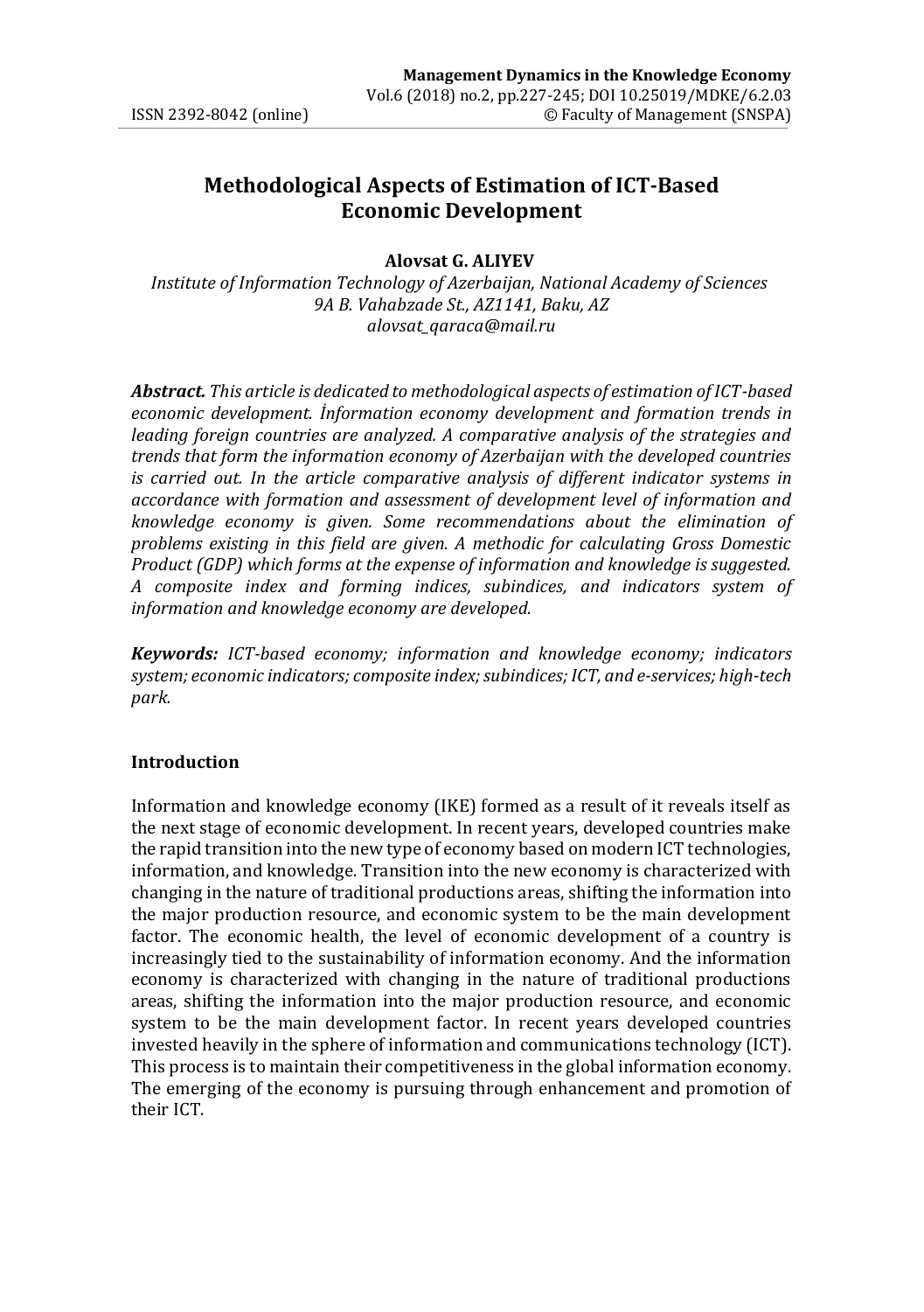# Methodological Aspects of Estimation of ICT-Based Economic Development

**Alovsat G. ALIYEV**

*Institute of Information Technology of Azerbaijan, National Academy of Sciences*
*9A B. Vahabzade St., AZ1141, Baku, AZ*
*alovsat_qaraca@mail.ru*

***Abstract.*** *This article is dedicated to methodological aspects of estimation of ICT-based economic development. İnformation economy development and formation trends in leading foreign countries are analyzed. A comparative analysis of the strategies and trends that form the information economy of Azerbaijan with the developed countries is carried out. In the article comparative analysis of different indicator systems in accordance with formation and assessment of development level of information and knowledge economy is given. Some recommendations about the elimination of problems existing in this field are given. A methodic for calculating Gross Domestic Product (GDP) which forms at the expense of information and knowledge is suggested. A composite index and forming indices, subindices, and indicators system of information and knowledge economy are developed.*

***Keywords:*** *ICT-based economy; information and knowledge economy; indicators system; economic indicators; composite index; subindices; ICT, and e-services; high-tech park.*

## Introduction

Information and knowledge economy (IKE) formed as a result of it reveals itself as the next stage of economic development. In recent years, developed countries make the rapid transition into the new type of economy based on modern ICT technologies, information, and knowledge. Transition into the new economy is characterized with changing in the nature of traditional productions areas, shifting the information into the major production resource, and economic system to be the main development factor. The economic health, the level of economic development of a country is increasingly tied to the sustainability of information economy. And the information economy is characterized with changing in the nature of traditional productions areas, shifting the information into the major production resource, and economic system to be the main development factor. In recent years developed countries invested heavily in the sphere of information and communications technology (ICT). This process is to maintain their competitiveness in the global information economy. The emerging of the economy is pursuing through enhancement and promotion of their ICT.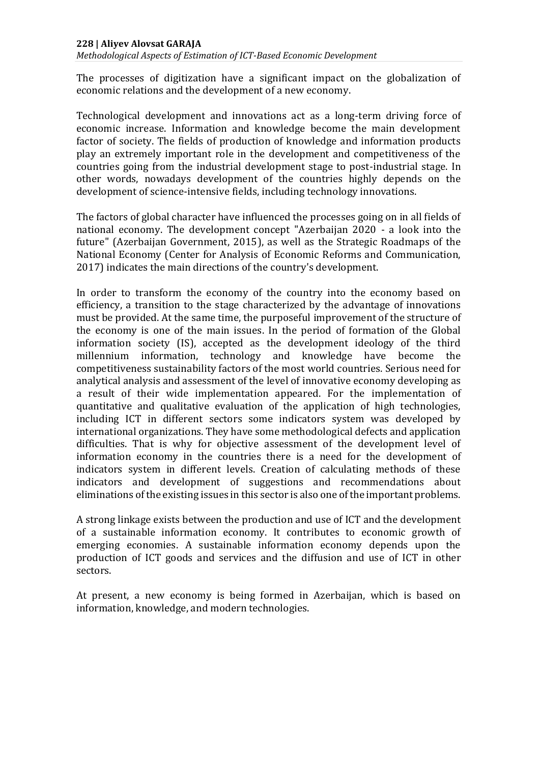The processes of digitization have a significant impact on the globalization of economic relations and the development of a new economy.

Technological development and innovations act as a long-term driving force of economic increase. Information and knowledge become the main development factor of society. The fields of production of knowledge and information products play an extremely important role in the development and competitiveness of the countries going from the industrial development stage to post-industrial stage. In other words, nowadays development of the countries highly depends on the development of science-intensive fields, including technology innovations.

The factors of global character have influenced the processes going on in all fields of national economy. The development concept "Azerbaijan 2020 - a look into the future" (Azerbaijan Government, 2015), as well as the Strategic Roadmaps of the National Economy (Center for Analysis of Economic Reforms and Communication, 2017) indicates the main directions of the country's development.

In order to transform the economy of the country into the economy based on efficiency, a transition to the stage characterized by the advantage of innovations must be provided. At the same time, the purposeful improvement of the structure of the economy is one of the main issues. In the period of formation of the Global information society (IS), accepted as the development ideology of the third millennium information, technology and knowledge have become the competitiveness sustainability factors of the most world countries. Serious need for analytical analysis and assessment of the level of innovative economy developing as a result of their wide implementation appeared. For the implementation of quantitative and qualitative evaluation of the application of high technologies, including ICT in different sectors some indicators system was developed by international organizations. They have some methodological defects and application difficulties. That is why for objective assessment of the development level of information economy in the countries there is a need for the development of indicators system in different levels. Creation of calculating methods of these indicators and development of suggestions and recommendations about eliminations of the existing issues in this sector is also one of the important problems.

A strong linkage exists between the production and use of ICT and the development of a sustainable information economy. It contributes to economic growth of emerging economies. A sustainable information economy depends upon the production of ICT goods and services and the diffusion and use of ICT in other sectors.

At present, a new economy is being formed in Azerbaijan, which is based on information, knowledge, and modern technologies.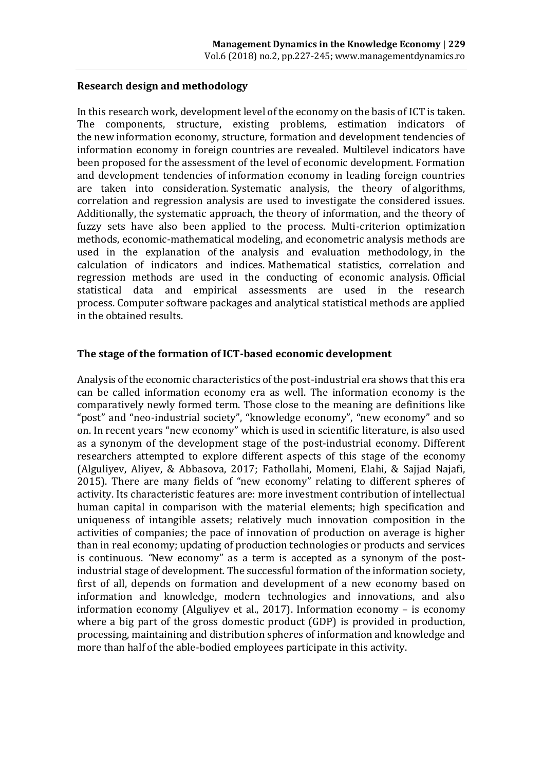## Research design and methodology

In this research work, development level of the economy on the basis of ICT is taken. The components, structure, existing problems, estimation indicators of the new information economy, structure, formation and development tendencies of information economy in foreign countries are revealed. Multilevel indicators have been proposed for the assessment of the level of economic development. Formation and development tendencies of information economy in leading foreign countries are taken into consideration. Systematic analysis, the theory of algorithms, correlation and regression analysis are used to investigate the considered issues. Additionally, the systematic approach, the theory of information, and the theory of fuzzy sets have also been applied to the process. Multi-criterion optimization methods, economic-mathematical modeling, and econometric analysis methods are used in the explanation of the analysis and evaluation methodology, in the calculation of indicators and indices. Mathematical statistics, correlation and regression methods are used in the conducting of economic analysis. Official statistical data and empirical assessments are used in the research process. Computer software packages and analytical statistical methods are applied in the obtained results.

## The stage of the formation of ICT-based economic development

Analysis of the economic characteristics of the post-industrial era shows that this era can be called information economy era as well. The information economy is the comparatively newly formed term. Those close to the meaning are definitions like "post" and "neo-industrial society", "knowledge economy", "new economy" and so on. In recent years "new economy" which is used in scientific literature, is also used as a synonym of the development stage of the post-industrial economy. Different researchers attempted to explore different aspects of this stage of the economy (Alguliyev, Aliyev, & Abbasova, 2017; Fathollahi, Momeni, Elahi, & Sajjad Najafi, 2015). There are many fields of "new economy" relating to different spheres of activity. Its characteristic features are: more investment contribution of intellectual human capital in comparison with the material elements; high specification and uniqueness of intangible assets; relatively much innovation composition in the activities of companies; the pace of innovation of production on average is higher than in real economy; updating of production technologies or products and services is continuous. "New economy" as a term is accepted as a synonym of the post-industrial stage of development. The successful formation of the information society, first of all, depends on formation and development of a new economy based on information and knowledge, modern technologies and innovations, and also information economy (Alguliyev et al., 2017). Information economy – is economy where a big part of the gross domestic product (GDP) is provided in production, processing, maintaining and distribution spheres of information and knowledge and more than half of the able-bodied employees participate in this activity.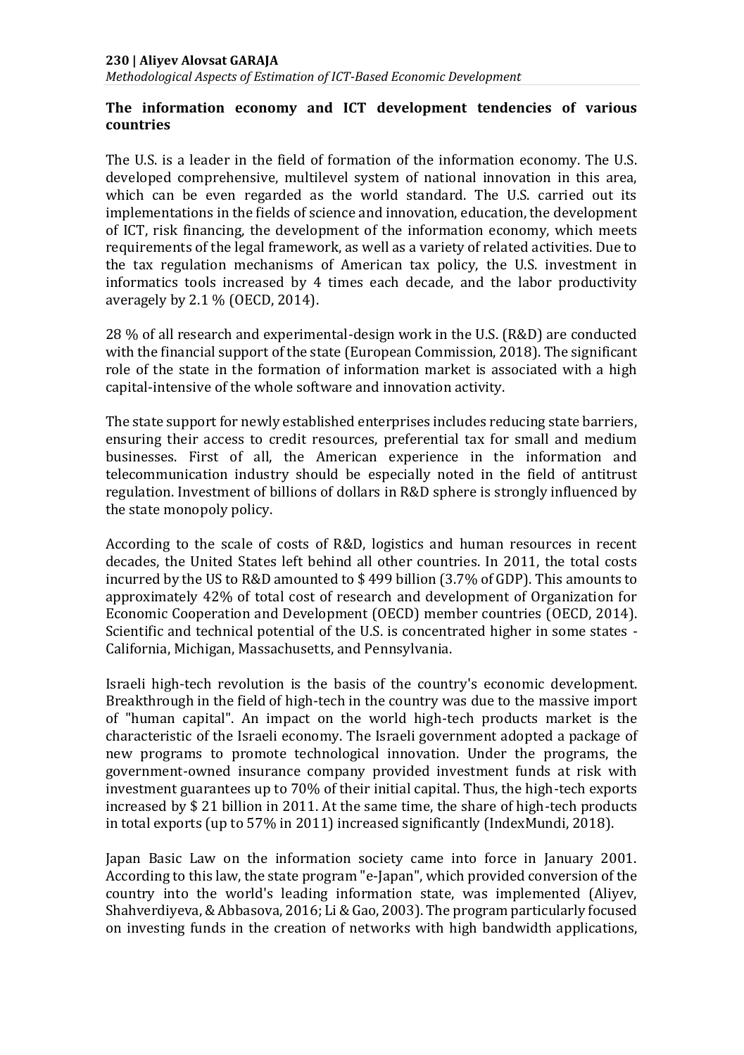## The information economy and ICT development tendencies of various countries

The U.S. is a leader in the field of formation of the information economy. The U.S. developed comprehensive, multilevel system of national innovation in this area, which can be even regarded as the world standard. The U.S. carried out its implementations in the fields of science and innovation, education, the development of ICT, risk financing, the development of the information economy, which meets requirements of the legal framework, as well as a variety of related activities. Due to the tax regulation mechanisms of American tax policy, the U.S. investment in informatics tools increased by 4 times each decade, and the labor productivity averagely by 2.1 % (OECD, 2014).

28 % of all research and experimental-design work in the U.S. (R&D) are conducted with the financial support of the state (European Commission, 2018). The significant role of the state in the formation of information market is associated with a high capital-intensive of the whole software and innovation activity.

The state support for newly established enterprises includes reducing state barriers, ensuring their access to credit resources, preferential tax for small and medium businesses. First of all, the American experience in the information and telecommunication industry should be especially noted in the field of antitrust regulation. Investment of billions of dollars in R&D sphere is strongly influenced by the state monopoly policy.

According to the scale of costs of R&D, logistics and human resources in recent decades, the United States left behind all other countries. In 2011, the total costs incurred by the US to R&D amounted to $ 499 billion (3.7% of GDP). This amounts to approximately 42% of total cost of research and development of Organization for Economic Cooperation and Development (OECD) member countries (OECD, 2014). Scientific and technical potential of the U.S. is concentrated higher in some states - California, Michigan, Massachusetts, and Pennsylvania.

Israeli high-tech revolution is the basis of the country's economic development. Breakthrough in the field of high-tech in the country was due to the massive import of "human capital". An impact on the world high-tech products market is the characteristic of the Israeli economy. The Israeli government adopted a package of new programs to promote technological innovation. Under the programs, the government-owned insurance company provided investment funds at risk with investment guarantees up to 70% of their initial capital. Thus, the high-tech exports increased by $ 21 billion in 2011. At the same time, the share of high-tech products in total exports (up to 57% in 2011) increased significantly (IndexMundi, 2018).

Japan Basic Law on the information society came into force in January 2001. According to this law, the state program "e-Japan", which provided conversion of the country into the world's leading information state, was implemented (Aliyev, Shahverdiyeva, & Abbasova, 2016; Li & Gao, 2003). The program particularly focused on investing funds in the creation of networks with high bandwidth applications,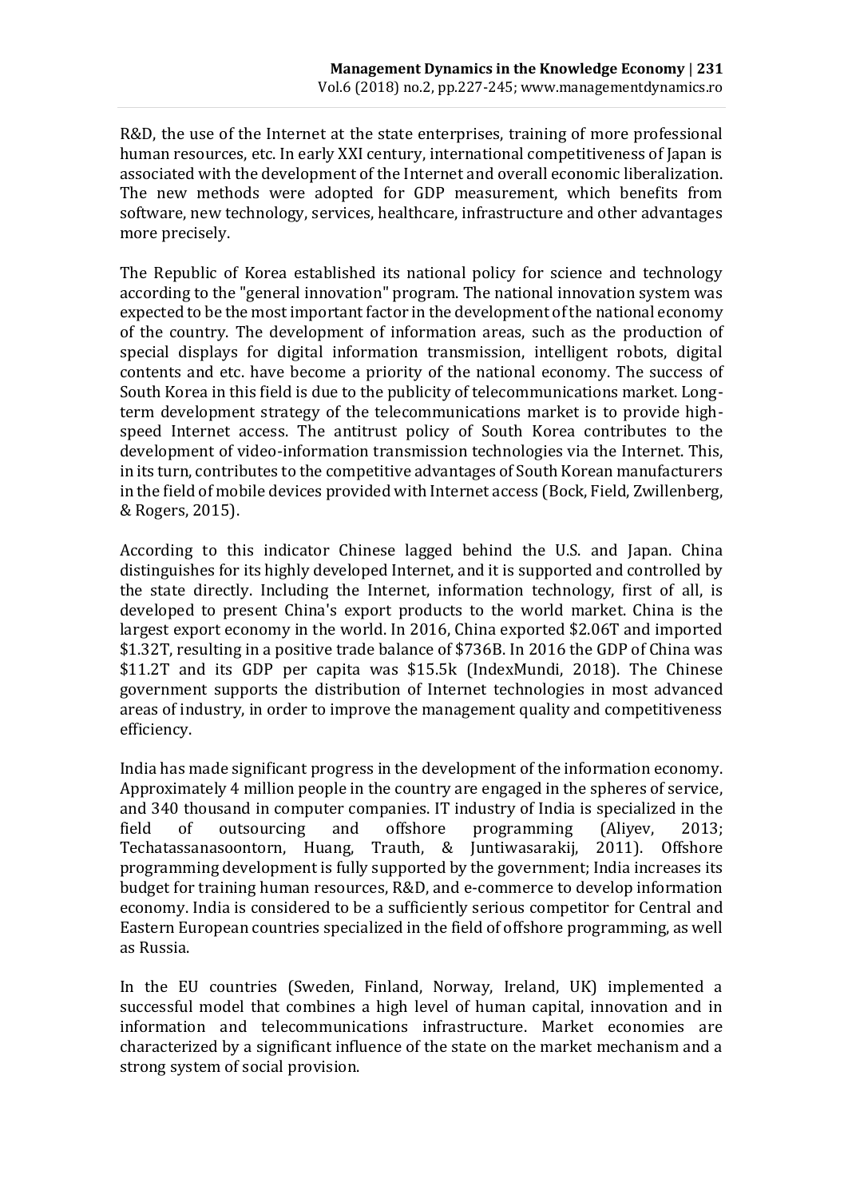R&D, the use of the Internet at the state enterprises, training of more professional human resources, etc. In early XXI century, international competitiveness of Japan is associated with the development of the Internet and overall economic liberalization. The new methods were adopted for GDP measurement, which benefits from software, new technology, services, healthcare, infrastructure and other advantages more precisely.

The Republic of Korea established its national policy for science and technology according to the "general innovation" program. The national innovation system was expected to be the most important factor in the development of the national economy of the country. The development of information areas, such as the production of special displays for digital information transmission, intelligent robots, digital contents and etc. have become a priority of the national economy. The success of South Korea in this field is due to the publicity of telecommunications market. Long-term development strategy of the telecommunications market is to provide high-speed Internet access. The antitrust policy of South Korea contributes to the development of video-information transmission technologies via the Internet. This, in its turn, contributes to the competitive advantages of South Korean manufacturers in the field of mobile devices provided with Internet access (Bock, Field, Zwillenberg, & Rogers, 2015).

According to this indicator Chinese lagged behind the U.S. and Japan. China distinguishes for its highly developed Internet, and it is supported and controlled by the state directly. Including the Internet, information technology, first of all, is developed to present China's export products to the world market. China is the largest export economy in the world. In 2016, China exported $2.06T and imported $1.32T, resulting in a positive trade balance of $736B. In 2016 the GDP of China was $11.2T and its GDP per capita was $15.5k (IndexMundi, 2018). The Chinese government supports the distribution of Internet technologies in most advanced areas of industry, in order to improve the management quality and competitiveness efficiency.

India has made significant progress in the development of the information economy. Approximately 4 million people in the country are engaged in the spheres of service, and 340 thousand in computer companies. IT industry of India is specialized in the field of outsourcing and offshore programming (Aliyev, 2013; Techatassanasoontorn, Huang, Trauth, & Juntiwasarakij, 2011). Offshore programming development is fully supported by the government; India increases its budget for training human resources, R&D, and e-commerce to develop information economy. India is considered to be a sufficiently serious competitor for Central and Eastern European countries specialized in the field of offshore programming, as well as Russia.

In the EU countries (Sweden, Finland, Norway, Ireland, UK) implemented a successful model that combines a high level of human capital, innovation and in information and telecommunications infrastructure. Market economies are characterized by a significant influence of the state on the market mechanism and a strong system of social provision.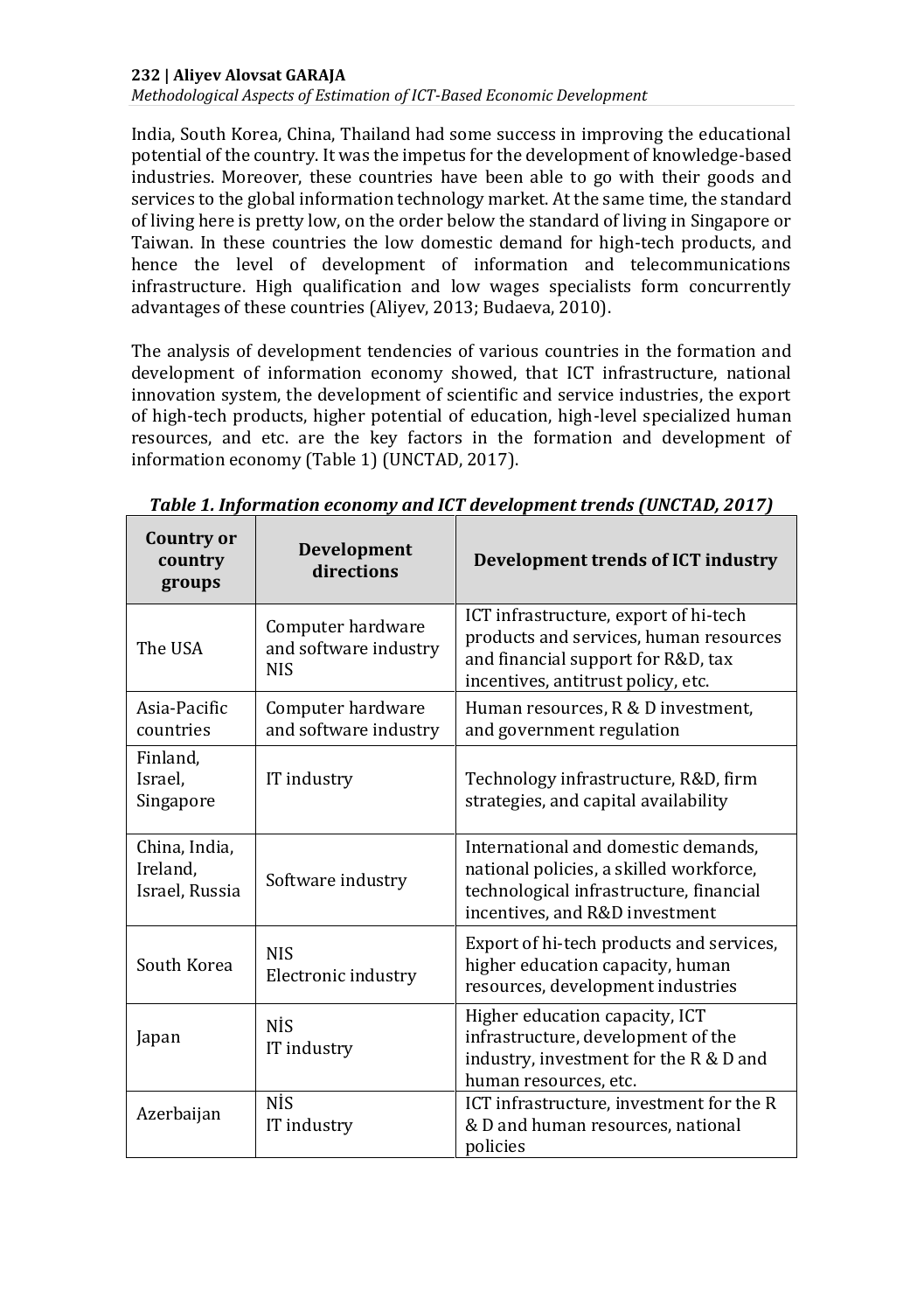India, South Korea, China, Thailand had some success in improving the educational potential of the country. It was the impetus for the development of knowledge-based industries. Moreover, these countries have been able to go with their goods and services to the global information technology market. At the same time, the standard of living here is pretty low, on the order below the standard of living in Singapore or Taiwan. In these countries the low domestic demand for high-tech products, and hence the level of development of information and telecommunications infrastructure. High qualification and low wages specialists form concurrently advantages of these countries (Aliyev, 2013; Budaeva, 2010).

The analysis of development tendencies of various countries in the formation and development of information economy showed, that ICT infrastructure, national innovation system, the development of scientific and service industries, the export of high-tech products, higher potential of education, high-level specialized human resources, and etc. are the key factors in the formation and development of information economy (Table 1) (UNCTAD, 2017).

***Table 1. Information economy and ICT development trends (UNCTAD, 2017)***

| Country or country groups | Development directions | Development trends of ICT industry |
|---|---|---|
| The USA | Computer hardware and software industry NIS | ICT infrastructure, export of hi-tech products and services, human resources and financial support for R&D, tax incentives, antitrust policy, etc. |
| Asia-Pacific countries | Computer hardware and software industry | Human resources, R & D investment, and government regulation |
| Finland, Israel, Singapore | IT industry | Technology infrastructure, R&D, firm strategies, and capital availability |
| China, India, Ireland, Israel, Russia | Software industry | International and domestic demands, national policies, a skilled workforce, technological infrastructure, financial incentives, and R&D investment |
| South Korea | NIS Electronic industry | Export of hi-tech products and services, higher education capacity, human resources, development industries |
| Japan | NİS IT industry | Higher education capacity, ICT infrastructure, development of the industry, investment for the R & D and human resources, etc. |
| Azerbaijan | NİS IT industry | ICT infrastructure, investment for the R & D and human resources, national policies |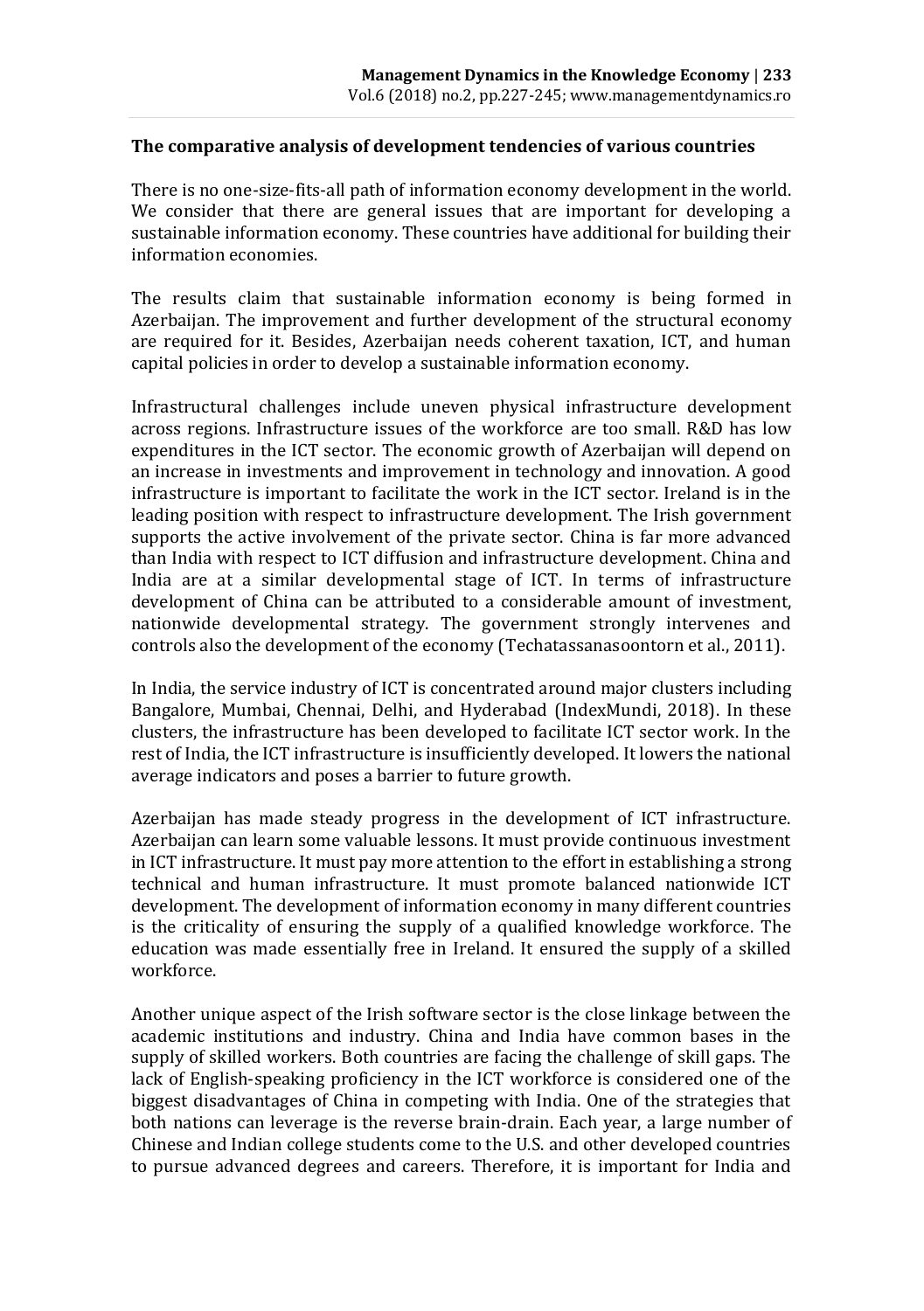**The comparative analysis of development tendencies of various countries**

There is no one-size-fits-all path of information economy development in the world. We consider that there are general issues that are important for developing a sustainable information economy. These countries have additional for building their information economies.

The results claim that sustainable information economy is being formed in Azerbaijan. The improvement and further development of the structural economy are required for it. Besides, Azerbaijan needs coherent taxation, ICT, and human capital policies in order to develop a sustainable information economy.

Infrastructural challenges include uneven physical infrastructure development across regions. Infrastructure issues of the workforce are too small. R&D has low expenditures in the ICT sector. The economic growth of Azerbaijan will depend on an increase in investments and improvement in technology and innovation. A good infrastructure is important to facilitate the work in the ICT sector. Ireland is in the leading position with respect to infrastructure development. The Irish government supports the active involvement of the private sector. China is far more advanced than India with respect to ICT diffusion and infrastructure development. China and India are at a similar developmental stage of ICT. In terms of infrastructure development of China can be attributed to a considerable amount of investment, nationwide developmental strategy. The government strongly intervenes and controls also the development of the economy (Techatassanasoontorn et al., 2011).

In India, the service industry of ICT is concentrated around major clusters including Bangalore, Mumbai, Chennai, Delhi, and Hyderabad (IndexMundi, 2018). In these clusters, the infrastructure has been developed to facilitate ICT sector work. In the rest of India, the ICT infrastructure is insufficiently developed. It lowers the national average indicators and poses a barrier to future growth.

Azerbaijan has made steady progress in the development of ICT infrastructure. Azerbaijan can learn some valuable lessons. It must provide continuous investment in ICT infrastructure. It must pay more attention to the effort in establishing a strong technical and human infrastructure. It must promote balanced nationwide ICT development. The development of information economy in many different countries is the criticality of ensuring the supply of a qualified knowledge workforce. The education was made essentially free in Ireland. It ensured the supply of a skilled workforce.

Another unique aspect of the Irish software sector is the close linkage between the academic institutions and industry. China and India have common bases in the supply of skilled workers. Both countries are facing the challenge of skill gaps. The lack of English-speaking proficiency in the ICT workforce is considered one of the biggest disadvantages of China in competing with India. One of the strategies that both nations can leverage is the reverse brain-drain. Each year, a large number of Chinese and Indian college students come to the U.S. and other developed countries to pursue advanced degrees and careers. Therefore, it is important for India and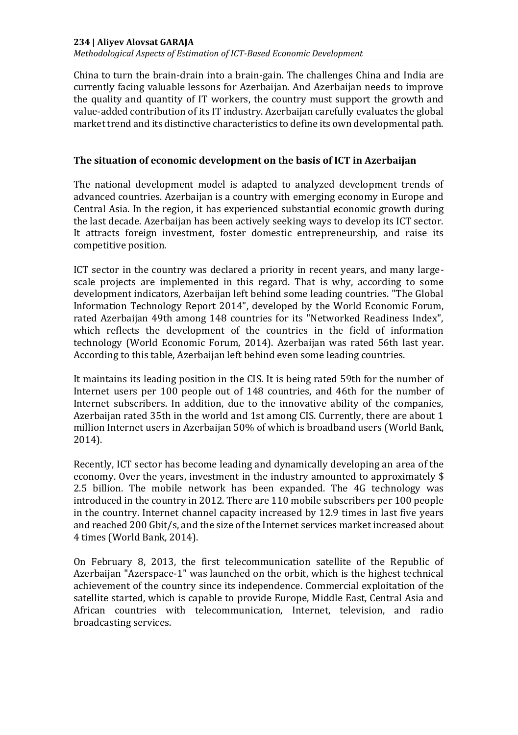China to turn the brain-drain into a brain-gain. The challenges China and India are currently facing valuable lessons for Azerbaijan. And Azerbaijan needs to improve the quality and quantity of IT workers, the country must support the growth and value-added contribution of its IT industry. Azerbaijan carefully evaluates the global market trend and its distinctive characteristics to define its own developmental path.

## The situation of economic development on the basis of ICT in Azerbaijan

The national development model is adapted to analyzed development trends of advanced countries. Azerbaijan is a country with emerging economy in Europe and Central Asia. In the region, it has experienced substantial economic growth during the last decade. Azerbaijan has been actively seeking ways to develop its ICT sector. It attracts foreign investment, foster domestic entrepreneurship, and raise its competitive position.

ICT sector in the country was declared a priority in recent years, and many large-scale projects are implemented in this regard. That is why, according to some development indicators, Azerbaijan left behind some leading countries. "The Global Information Technology Report 2014", developed by the World Economic Forum, rated Azerbaijan 49th among 148 countries for its "Networked Readiness Index", which reflects the development of the countries in the field of information technology (World Economic Forum, 2014). Azerbaijan was rated 56th last year. According to this table, Azerbaijan left behind even some leading countries.

It maintains its leading position in the CIS. It is being rated 59th for the number of Internet users per 100 people out of 148 countries, and 46th for the number of Internet subscribers. In addition, due to the innovative ability of the companies, Azerbaijan rated 35th in the world and 1st among CIS. Currently, there are about 1 million Internet users in Azerbaijan 50% of which is broadband users (World Bank, 2014).

Recently, ICT sector has become leading and dynamically developing an area of the economy. Over the years, investment in the industry amounted to approximately $ 2.5 billion. The mobile network has been expanded. The 4G technology was introduced in the country in 2012. There are 110 mobile subscribers per 100 people in the country. Internet channel capacity increased by 12.9 times in last five years and reached 200 Gbit/s, and the size of the Internet services market increased about 4 times (World Bank, 2014).

On February 8, 2013, the first telecommunication satellite of the Republic of Azerbaijan "Azerspace-1" was launched on the orbit, which is the highest technical achievement of the country since its independence. Commercial exploitation of the satellite started, which is capable to provide Europe, Middle East, Central Asia and African countries with telecommunication, Internet, television, and radio broadcasting services.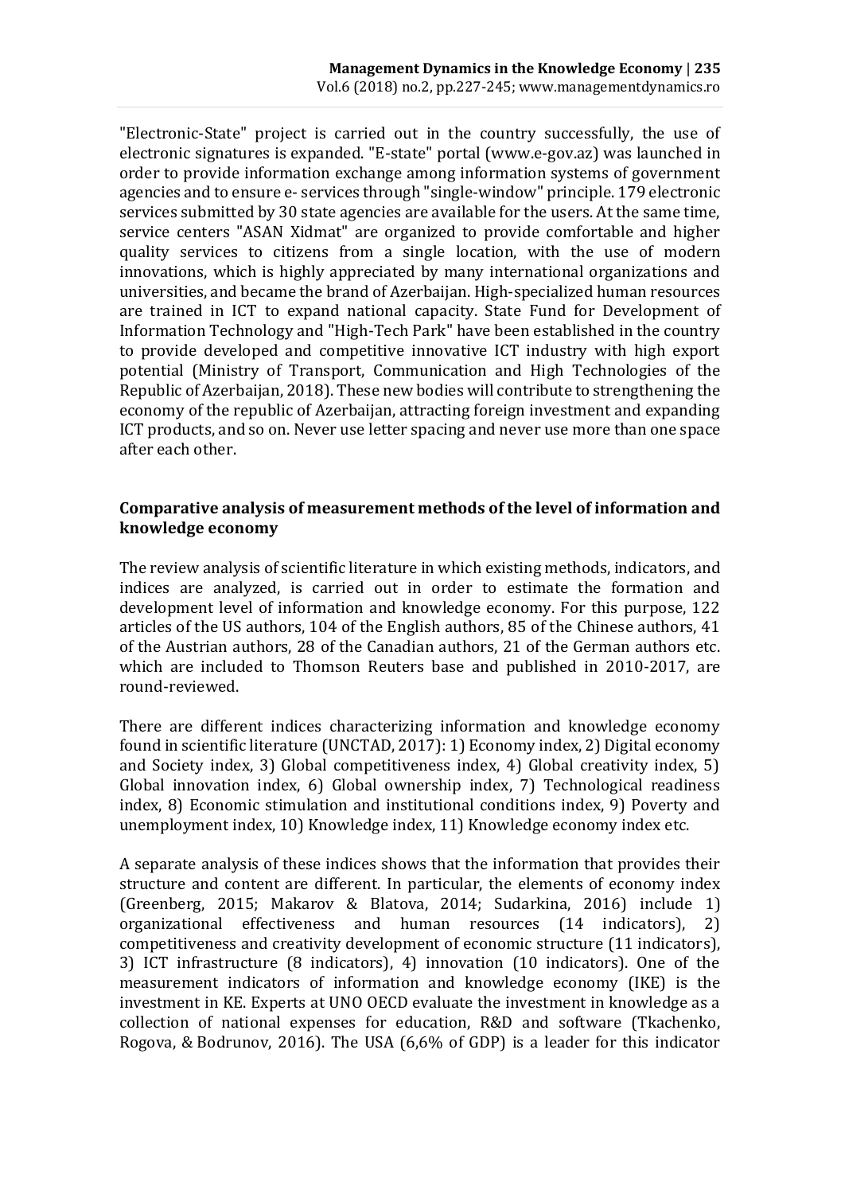"Electronic-State" project is carried out in the country successfully, the use of electronic signatures is expanded. "E-state" portal (www.e-gov.az) was launched in order to provide information exchange among information systems of government agencies and to ensure e- services through "single-window" principle. 179 electronic services submitted by 30 state agencies are available for the users. At the same time, service centers "ASAN Xidmat" are organized to provide comfortable and higher quality services to citizens from a single location, with the use of modern innovations, which is highly appreciated by many international organizations and universities, and became the brand of Azerbaijan. High-specialized human resources are trained in ICT to expand national capacity. State Fund for Development of Information Technology and "High-Tech Park" have been established in the country to provide developed and competitive innovative ICT industry with high export potential (Ministry of Transport, Communication and High Technologies of the Republic of Azerbaijan, 2018). These new bodies will contribute to strengthening the economy of the republic of Azerbaijan, attracting foreign investment and expanding ICT products, and so on. Never use letter spacing and never use more than one space after each other.

## Comparative analysis of measurement methods of the level of information and knowledge economy

The review analysis of scientific literature in which existing methods, indicators, and indices are analyzed, is carried out in order to estimate the formation and development level of information and knowledge economy. For this purpose, 122 articles of the US authors, 104 of the English authors, 85 of the Chinese authors, 41 of the Austrian authors, 28 of the Canadian authors, 21 of the German authors etc. which are included to Thomson Reuters base and published in 2010-2017, are round-reviewed.

There are different indices characterizing information and knowledge economy found in scientific literature (UNCTAD, 2017): 1) Economy index, 2) Digital economy and Society index, 3) Global competitiveness index, 4) Global creativity index, 5) Global innovation index, 6) Global ownership index, 7) Technological readiness index, 8) Economic stimulation and institutional conditions index, 9) Poverty and unemployment index, 10) Knowledge index, 11) Knowledge economy index etc.

A separate analysis of these indices shows that the information that provides their structure and content are different. In particular, the elements of economy index (Greenberg, 2015; Makarov & Blatova, 2014; Sudarkina, 2016) include 1) organizational effectiveness and human resources (14 indicators), 2) competitiveness and creativity development of economic structure (11 indicators), 3) ICT infrastructure (8 indicators), 4) innovation (10 indicators). One of the measurement indicators of information and knowledge economy (IKE) is the investment in KE. Experts at UNO OECD evaluate the investment in knowledge as a collection of national expenses for education, R&D and software (Tkachenko, Rogova, & Bodrunov, 2016). The USA (6,6% of GDP) is a leader for this indicator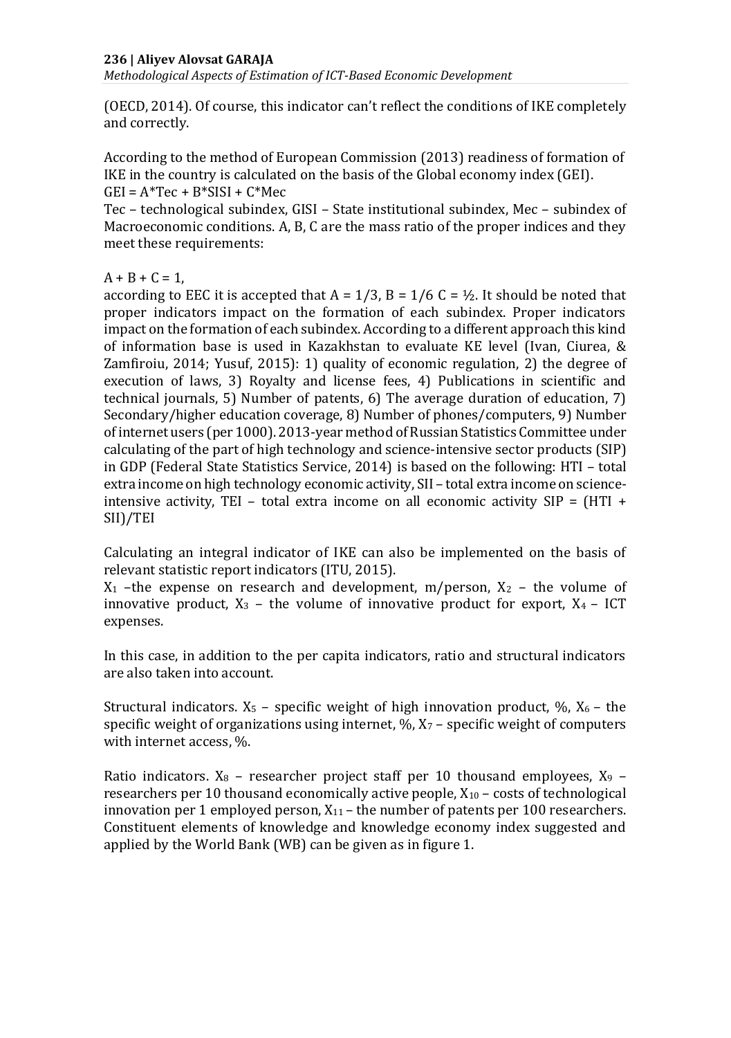(OECD, 2014). Of course, this indicator can't reflect the conditions of IKE completely and correctly.

According to the method of European Commission (2013) readiness of formation of IKE in the country is calculated on the basis of the Global economy index (GEI).

$$GEI = A*Tec + B*SISI + C*Mec$$

Tec – technological subindex, GISI – State institutional subindex, Mec – subindex of Macroeconomic conditions. A, B, C are the mass ratio of the proper indices and they meet these requirements:

$$A + B + C = 1,$$

according to EEC it is accepted that A = 1/3, B = 1/6 C = ½. It should be noted that proper indicators impact on the formation of each subindex. Proper indicators impact on the formation of each subindex. According to a different approach this kind of information base is used in Kazakhstan to evaluate KE level (Ivan, Ciurea, & Zamfiroiu, 2014; Yusuf, 2015): 1) quality of economic regulation, 2) the degree of execution of laws, 3) Royalty and license fees, 4) Publications in scientific and technical journals, 5) Number of patents, 6) The average duration of education, 7) Secondary/higher education coverage, 8) Number of phones/computers, 9) Number of internet users (per 1000). 2013-year method of Russian Statistics Committee under calculating of the part of high technology and science-intensive sector products (SIP) in GDP (Federal State Statistics Service, 2014) is based on the following: HTI – total extra income on high technology economic activity, SII – total extra income on science-intensive activity, TEI – total extra income on all economic activity SIP = (HTI + SII)/TEI

Calculating an integral indicator of IKE can also be implemented on the basis of relevant statistic report indicators (ITU, 2015).

$X_1$ –the expense on research and development, m/person, $X_2$ – the volume of innovative product, $X_3$ – the volume of innovative product for export, $X_4$ – ICT expenses.

In this case, in addition to the per capita indicators, ratio and structural indicators are also taken into account.

Structural indicators. $X_5$ – specific weight of high innovation product, %, $X_6$ – the specific weight of organizations using internet, %, $X_7$ – specific weight of computers with internet access, %.

Ratio indicators. $X_8$ – researcher project staff per 10 thousand employees, $X_9$ – researchers per 10 thousand economically active people, $X_{10}$ – costs of technological innovation per 1 employed person, $X_{11}$ – the number of patents per 100 researchers. Constituent elements of knowledge and knowledge economy index suggested and applied by the World Bank (WB) can be given as in figure 1.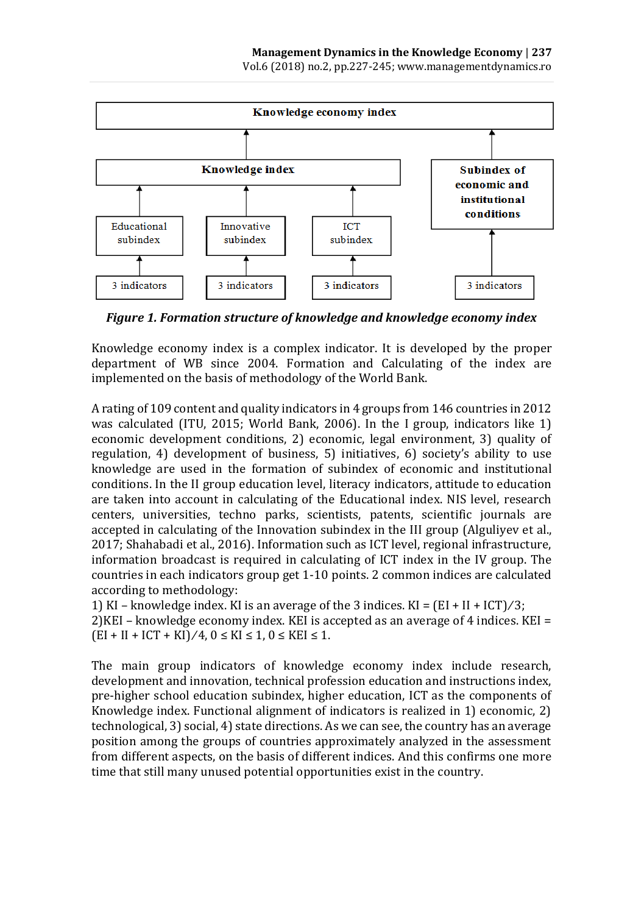*Figure 1. Formation structure of knowledge and knowledge economy index*

Knowledge economy index is a complex indicator. It is developed by the proper department of WB since 2004. Formation and Calculating of the index are implemented on the basis of methodology of the World Bank.

A rating of 109 content and quality indicators in 4 groups from 146 countries in 2012 was calculated (ITU, 2015; World Bank, 2006). In the I group, indicators like 1) economic development conditions, 2) economic, legal environment, 3) quality of regulation, 4) development of business, 5) initiatives, 6) society's ability to use knowledge are used in the formation of subindex of economic and institutional conditions. In the II group education level, literacy indicators, attitude to education are taken into account in calculating of the Educational index. NIS level, research centers, universities, techno parks, scientists, patents, scientific journals are accepted in calculating of the Innovation subindex in the III group (Alguliyev et al., 2017; Shahabadi et al., 2016). Information such as ICT level, regional infrastructure, information broadcast is required in calculating of ICT index in the IV group. The countries in each indicators group get 1-10 points. 2 common indices are calculated according to methodology:

1) KI – knowledge index. KI is an average of the 3 indices. $KI = (EI + II + ICT)/3$;

2)KEI – knowledge economy index. KEI is accepted as an average of 4 indices. $KEI = (EI + II + ICT + KI)/4$, $0 \le KI \le 1$, $0 \le KEI \le 1$.

The main group indicators of knowledge economy index include research, development and innovation, technical profession education and instructions index, pre-higher school education subindex, higher education, ICT as the components of Knowledge index. Functional alignment of indicators is realized in 1) economic, 2) technological, 3) social, 4) state directions. As we can see, the country has an average position among the groups of countries approximately analyzed in the assessment from different aspects, on the basis of different indices. And this confirms one more time that still many unused potential opportunities exist in the country.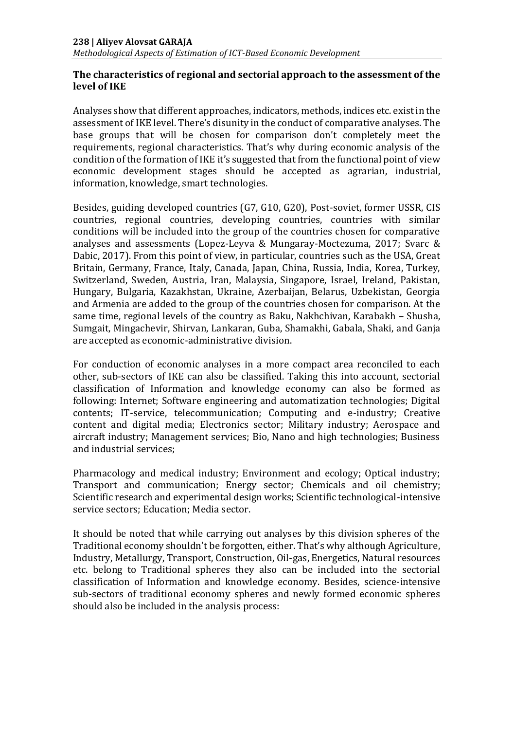## The characteristics of regional and sectorial approach to the assessment of the level of IKE

Analyses show that different approaches, indicators, methods, indices etc. exist in the assessment of IKE level. There's disunity in the conduct of comparative analyses. The base groups that will be chosen for comparison don't completely meet the requirements, regional characteristics. That's why during economic analysis of the condition of the formation of IKE it's suggested that from the functional point of view economic development stages should be accepted as agrarian, industrial, information, knowledge, smart technologies.

Besides, guiding developed countries (G7, G10, G20), Post-soviet, former USSR, CIS countries, regional countries, developing countries, countries with similar conditions will be included into the group of the countries chosen for comparative analyses and assessments (Lopez-Leyva & Mungaray-Moctezuma, 2017; Svarc & Dabic, 2017). From this point of view, in particular, countries such as the USA, Great Britain, Germany, France, Italy, Canada, Japan, China, Russia, India, Korea, Turkey, Switzerland, Sweden, Austria, Iran, Malaysia, Singapore, Israel, Ireland, Pakistan, Hungary, Bulgaria, Kazakhstan, Ukraine, Azerbaijan, Belarus, Uzbekistan, Georgia and Armenia are added to the group of the countries chosen for comparison. At the same time, regional levels of the country as Baku, Nakhchivan, Karabakh – Shusha, Sumgait, Mingachevir, Shirvan, Lankaran, Guba, Shamakhi, Gabala, Shaki, and Ganja are accepted as economic-administrative division.

For conduction of economic analyses in a more compact area reconciled to each other, sub-sectors of IKE can also be classified. Taking this into account, sectorial classification of Information and knowledge economy can also be formed as following: Internet; Software engineering and automatization technologies; Digital contents; IT-service, telecommunication; Computing and e-industry; Creative content and digital media; Electronics sector; Military industry; Aerospace and aircraft industry; Management services; Bio, Nano and high technologies; Business and industrial services;

Pharmacology and medical industry; Environment and ecology; Optical industry; Transport and communication; Energy sector; Chemicals and oil chemistry; Scientific research and experimental design works; Scientific technological-intensive service sectors; Education; Media sector.

It should be noted that while carrying out analyses by this division spheres of the Traditional economy shouldn't be forgotten, either. That's why although Agriculture, Industry, Metallurgy, Transport, Construction, Oil-gas, Energetics, Natural resources etc. belong to Traditional spheres they also can be included into the sectorial classification of Information and knowledge economy. Besides, science-intensive sub-sectors of traditional economy spheres and newly formed economic spheres should also be included in the analysis process: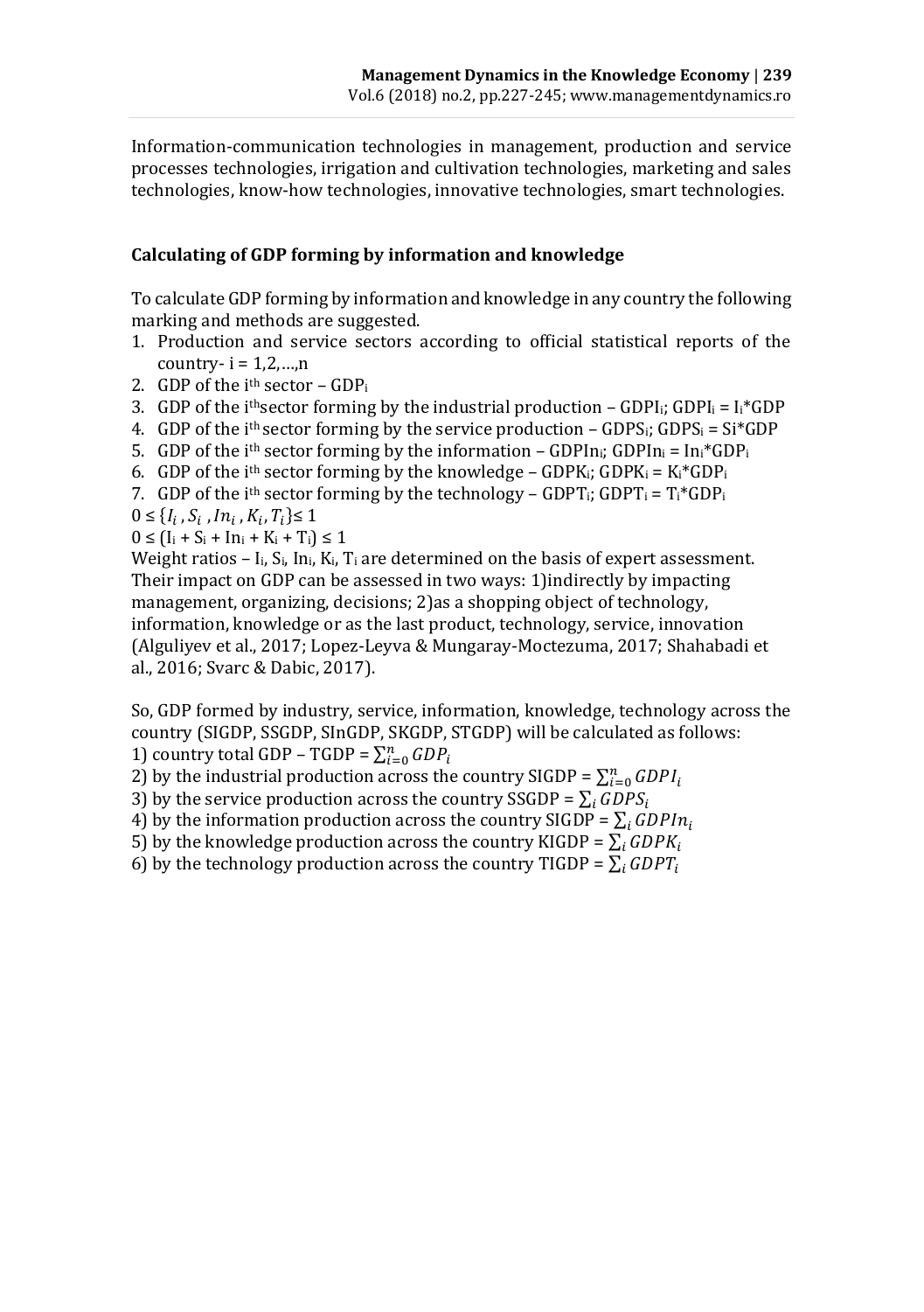Information-communication technologies in management, production and service processes technologies, irrigation and cultivation technologies, marketing and sales technologies, know-how technologies, innovative technologies, smart technologies.

### Calculating of GDP forming by information and knowledge

To calculate GDP forming by information and knowledge in any country the following marking and methods are suggested.

1. Production and service sectors according to official statistical reports of the country- $i = 1,2,\ldots,n$
2. GDP of the $i^{th}$ sector – $GDP_i$
3. GDP of the $i^{th}$sector forming by the industrial production – $GDPI_i$; $GDPI_i = I_i*GDP$
4. GDP of the $i^{th}$ sector forming by the service production – $GDPS_i$; $GDPS_i = Si*GDP$
5. GDP of the $i^{th}$ sector forming by the information – $GDPIn_i$; $GDPIn_i = In_i*GDP_i$
6. GDP of the $i^{th}$ sector forming by the knowledge – $GDPK_i$; $GDPK_i = K_i*GDP_i$
7. GDP of the $i^{th}$ sector forming by the technology – $GDPT_i$; $GDPT_i = T_i*GDP_i$

$0 \leq \{I_i, S_i, In_i, K_i, T_i\} \leq 1$

$0 \leq (I_i + S_i + In_i + K_i + T_i) \leq 1$

Weight ratios – $I_i$, $S_i$, $In_i$, $K_i$, $T_i$ are determined on the basis of expert assessment. Their impact on GDP can be assessed in two ways: 1)indirectly by impacting management, organizing, decisions; 2)as a shopping object of technology, information, knowledge or as the last product, technology, service, innovation (Alguliyev et al., 2017; Lopez-Leyva & Mungaray-Moctezuma, 2017; Shahabadi et al., 2016; Svarc & Dabic, 2017).

So, GDP formed by industry, service, information, knowledge, technology across the country (SIGDP, SSGDP, SInGDP, SKGDP, STGDP) will be calculated as follows:

1) country total GDP – TGDP = $\sum_{i=0}^{n} GDP_i$
2) by the industrial production across the country SIGDP = $\sum_{i=0}^{n} GDPI_i$
3) by the service production across the country SSGDP = $\sum_i GDPS_i$
4) by the information production across the country SIGDP = $\sum_i GDPIn_i$
5) by the knowledge production across the country KIGDP = $\sum_i GDPK_i$
6) by the technology production across the country TIGDP = $\sum_i GDPT_i$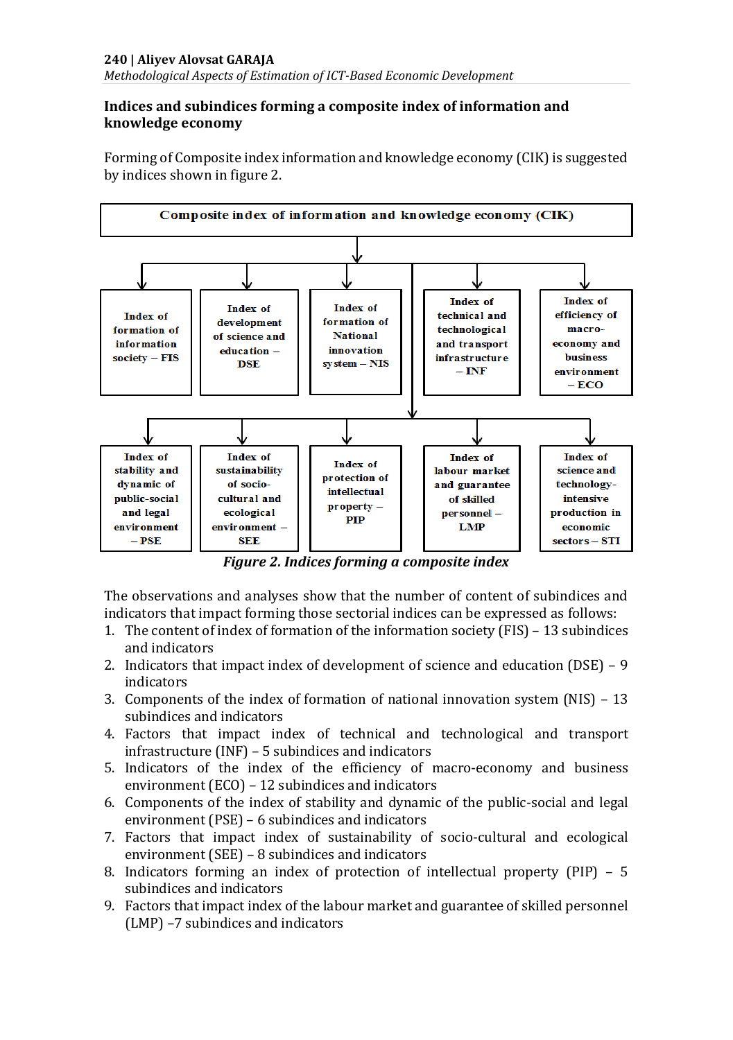### Indices and subindices forming a composite index of information and knowledge economy

Forming of Composite index information and knowledge economy (CIK) is suggested by indices shown in figure 2.

**Composite index of information and knowledge economy (CIK)**

- Index of formation of information society – FIS
- Index of development of science and education – DSE
- Index of formation of National innovation system – NIS
- Index of technical and technological and transport infrastructure – INF
- Index of efficiency of macro-economy and business environment – ECO
- Index of stability and dynamic of public-social and legal environment – PSE
- Index of sustainability of socio-cultural and ecological environment – SEE
- Index of protection of intellectual property – PIP
- Index of labour market and guarantee of skilled personnel – LMP
- Index of science and technology-intensive production in economic sectors – STI

*Figure 2. Indices forming a composite index*

The observations and analyses show that the number of content of subindices and indicators that impact forming those sectorial indices can be expressed as follows:

1. The content of index of formation of the information society (FIS) – 13 subindices and indicators
2. Indicators that impact index of development of science and education (DSE) – 9 indicators
3. Components of the index of formation of national innovation system (NIS) – 13 subindices and indicators
4. Factors that impact index of technical and technological and transport infrastructure (INF) – 5 subindices and indicators
5. Indicators of the index of the efficiency of macro-economy and business environment (ECO) – 12 subindices and indicators
6. Components of the index of stability and dynamic of the public-social and legal environment (PSE) – 6 subindices and indicators
7. Factors that impact index of sustainability of socio-cultural and ecological environment (SEE) – 8 subindices and indicators
8. Indicators forming an index of protection of intellectual property (PIP) – 5 subindices and indicators
9. Factors that impact index of the labour market and guarantee of skilled personnel (LMP) –7 subindices and indicators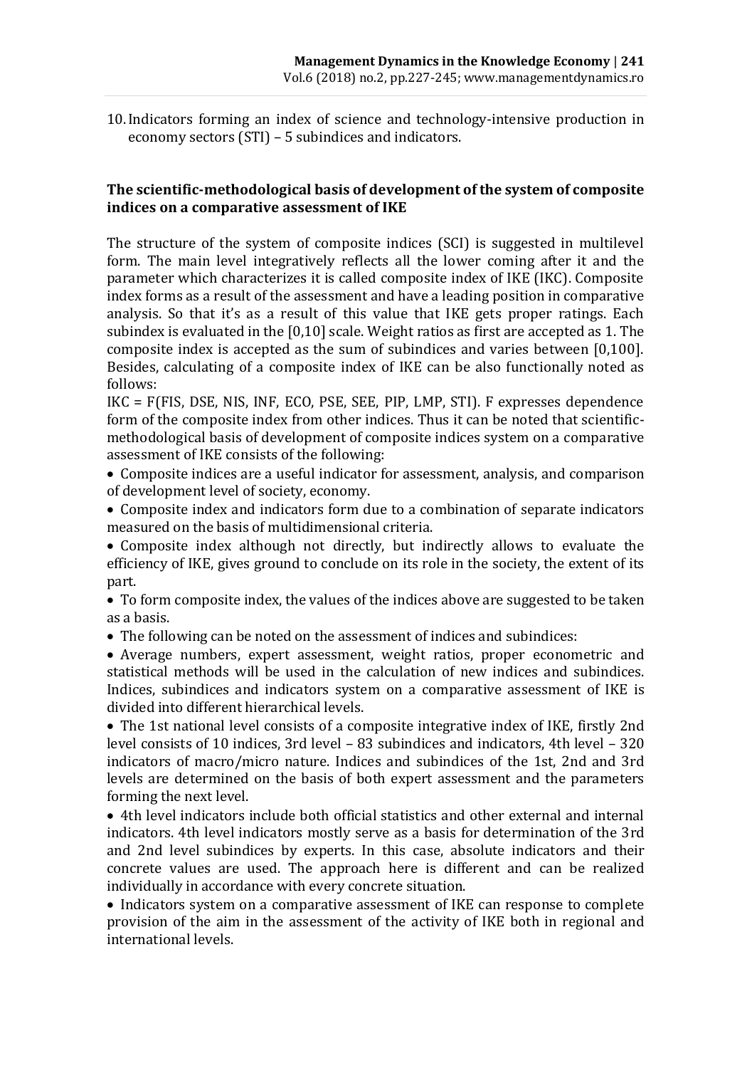10. Indicators forming an index of science and technology-intensive production in economy sectors (STI) – 5 subindices and indicators.

### The scientific-methodological basis of development of the system of composite indices on a comparative assessment of IKE

The structure of the system of composite indices (SCI) is suggested in multilevel form. The main level integratively reflects all the lower coming after it and the parameter which characterizes it is called composite index of IKE (IKC). Composite index forms as a result of the assessment and have a leading position in comparative analysis. So that it's as a result of this value that IKE gets proper ratings. Each subindex is evaluated in the [0,10] scale. Weight ratios as first are accepted as 1. The composite index is accepted as the sum of subindices and varies between [0,100]. Besides, calculating of a composite index of IKE can be also functionally noted as follows:

IKC = F(FIS, DSE, NIS, INF, ECO, PSE, SEE, PIP, LMP, STI). F expresses dependence form of the composite index from other indices. Thus it can be noted that scientific-methodological basis of development of composite indices system on a comparative assessment of IKE consists of the following:

- Composite indices are a useful indicator for assessment, analysis, and comparison of development level of society, economy.
- Composite index and indicators form due to a combination of separate indicators measured on the basis of multidimensional criteria.
- Composite index although not directly, but indirectly allows to evaluate the efficiency of IKE, gives ground to conclude on its role in the society, the extent of its part.
- To form composite index, the values of the indices above are suggested to be taken as a basis.
- The following can be noted on the assessment of indices and subindices:
- Average numbers, expert assessment, weight ratios, proper econometric and statistical methods will be used in the calculation of new indices and subindices. Indices, subindices and indicators system on a comparative assessment of IKE is divided into different hierarchical levels.
- The 1st national level consists of a composite integrative index of IKE, firstly 2nd level consists of 10 indices, 3rd level – 83 subindices and indicators, 4th level – 320 indicators of macro/micro nature. Indices and subindices of the 1st, 2nd and 3rd levels are determined on the basis of both expert assessment and the parameters forming the next level.
- 4th level indicators include both official statistics and other external and internal indicators. 4th level indicators mostly serve as a basis for determination of the 3rd and 2nd level subindices by experts. In this case, absolute indicators and their concrete values are used. The approach here is different and can be realized individually in accordance with every concrete situation.
- Indicators system on a comparative assessment of IKE can response to complete provision of the aim in the assessment of the activity of IKE both in regional and international levels.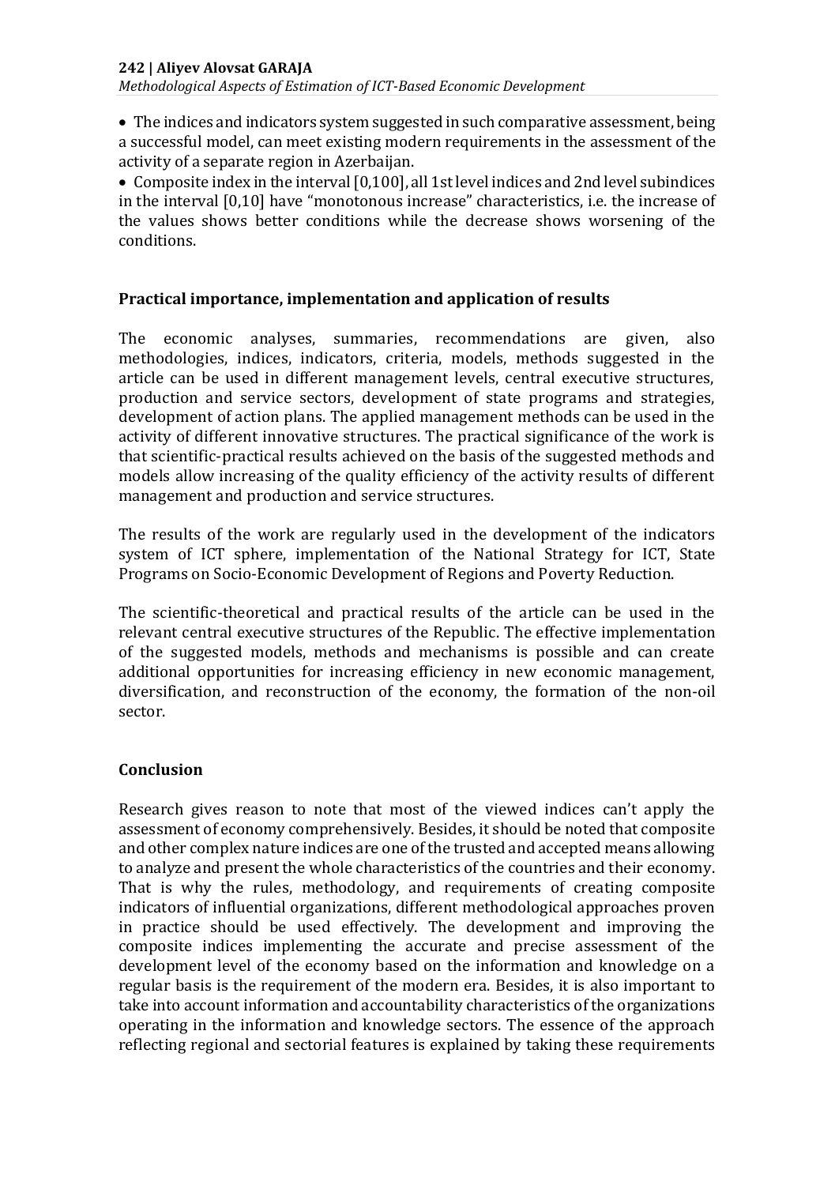- The indices and indicators system suggested in such comparative assessment, being a successful model, can meet existing modern requirements in the assessment of the activity of a separate region in Azerbaijan.
- Composite index in the interval [0,100], all 1st level indices and 2nd level subindices in the interval [0,10] have "monotonous increase" characteristics, i.e. the increase of the values shows better conditions while the decrease shows worsening of the conditions.

## Practical importance, implementation and application of results

The economic analyses, summaries, recommendations are given, also methodologies, indices, indicators, criteria, models, methods suggested in the article can be used in different management levels, central executive structures, production and service sectors, development of state programs and strategies, development of action plans. The applied management methods can be used in the activity of different innovative structures. The practical significance of the work is that scientific-practical results achieved on the basis of the suggested methods and models allow increasing of the quality efficiency of the activity results of different management and production and service structures.

The results of the work are regularly used in the development of the indicators system of ICT sphere, implementation of the National Strategy for ICT, State Programs on Socio-Economic Development of Regions and Poverty Reduction.

The scientific-theoretical and practical results of the article can be used in the relevant central executive structures of the Republic. The effective implementation of the suggested models, methods and mechanisms is possible and can create additional opportunities for increasing efficiency in new economic management, diversification, and reconstruction of the economy, the formation of the non-oil sector.

## Conclusion

Research gives reason to note that most of the viewed indices can't apply the assessment of economy comprehensively. Besides, it should be noted that composite and other complex nature indices are one of the trusted and accepted means allowing to analyze and present the whole characteristics of the countries and their economy. That is why the rules, methodology, and requirements of creating composite indicators of influential organizations, different methodological approaches proven in practice should be used effectively. The development and improving the composite indices implementing the accurate and precise assessment of the development level of the economy based on the information and knowledge on a regular basis is the requirement of the modern era. Besides, it is also important to take into account information and accountability characteristics of the organizations operating in the information and knowledge sectors. The essence of the approach reflecting regional and sectorial features is explained by taking these requirements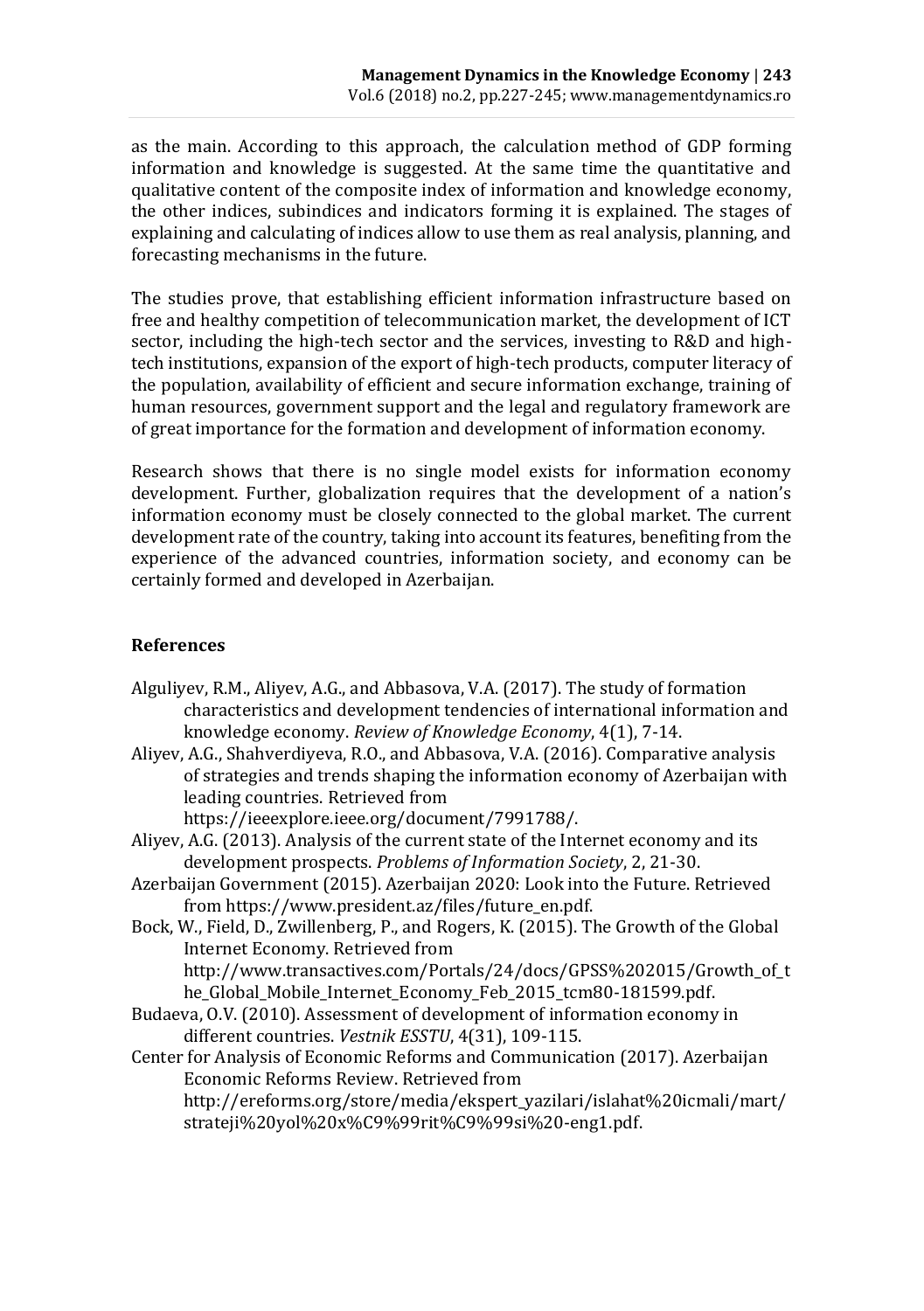as the main. According to this approach, the calculation method of GDP forming information and knowledge is suggested. At the same time the quantitative and qualitative content of the composite index of information and knowledge economy, the other indices, subindices and indicators forming it is explained. The stages of explaining and calculating of indices allow to use them as real analysis, planning, and forecasting mechanisms in the future.

The studies prove, that establishing efficient information infrastructure based on free and healthy competition of telecommunication market, the development of ICT sector, including the high-tech sector and the services, investing to R&D and high-tech institutions, expansion of the export of high-tech products, computer literacy of the population, availability of efficient and secure information exchange, training of human resources, government support and the legal and regulatory framework are of great importance for the formation and development of information economy.

Research shows that there is no single model exists for information economy development. Further, globalization requires that the development of a nation's information economy must be closely connected to the global market. The current development rate of the country, taking into account its features, benefiting from the experience of the advanced countries, information society, and economy can be certainly formed and developed in Azerbaijan.

## References

Alguliyev, R.M., Aliyev, A.G., and Abbasova, V.A. (2017). The study of formation characteristics and development tendencies of international information and knowledge economy. *Review of Knowledge Economy*, 4(1), 7-14.

Aliyev, A.G., Shahverdiyeva, R.O., and Abbasova, V.A. (2016). Comparative analysis of strategies and trends shaping the information economy of Azerbaijan with leading countries. Retrieved from https://ieeexplore.ieee.org/document/7991788/.

Aliyev, A.G. (2013). Analysis of the current state of the Internet economy and its development prospects. *Problems of Information Society*, 2, 21-30.

Azerbaijan Government (2015). Azerbaijan 2020: Look into the Future. Retrieved from https://www.president.az/files/future_en.pdf.

Bock, W., Field, D., Zwillenberg, P., and Rogers, K. (2015). The Growth of the Global Internet Economy. Retrieved from http://www.transactives.com/Portals/24/docs/GPSS%202015/Growth_of_the_Global_Mobile_Internet_Economy_Feb_2015_tcm80-181599.pdf.

Budaeva, O.V. (2010). Assessment of development of information economy in different countries. *Vestnik ESSTU*, 4(31), 109-115.

Center for Analysis of Economic Reforms and Communication (2017). Azerbaijan Economic Reforms Review. Retrieved from http://ereforms.org/store/media/ekspert_yazilari/islahat%20icmali/mart/strateji%20yol%20x%C9%99rit%C9%99si%20-eng1.pdf.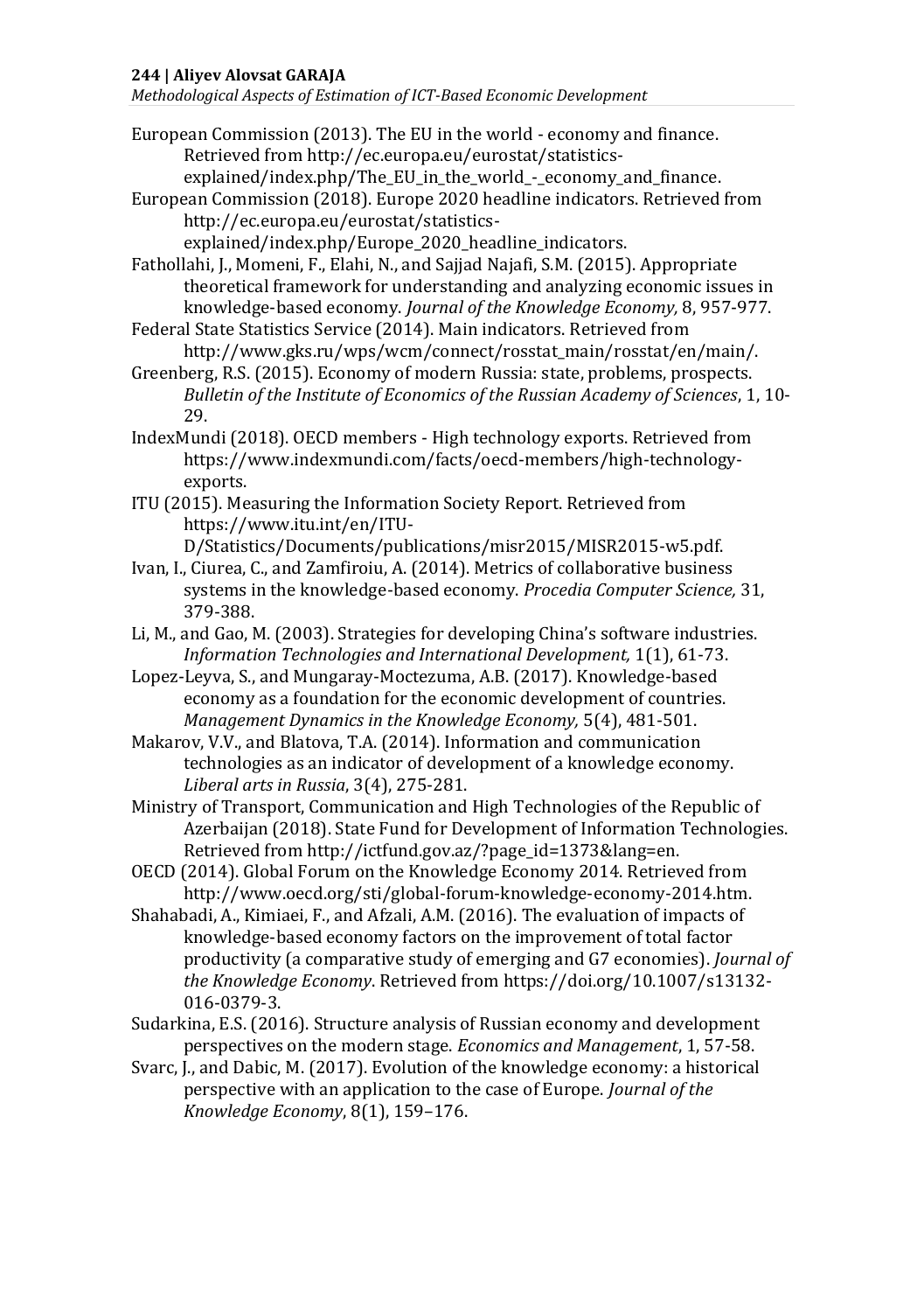European Commission (2013). The EU in the world - economy and finance. Retrieved from http://ec.europa.eu/eurostat/statistics-explained/index.php/The_EU_in_the_world_-_economy_and_finance.

European Commission (2018). Europe 2020 headline indicators. Retrieved from http://ec.europa.eu/eurostat/statistics-explained/index.php/Europe_2020_headline_indicators.

Fathollahi, J., Momeni, F., Elahi, N., and Sajjad Najafi, S.M. (2015). Appropriate theoretical framework for understanding and analyzing economic issues in knowledge-based economy. *Journal of the Knowledge Economy,* 8, 957-977.

Federal State Statistics Service (2014). Main indicators. Retrieved from http://www.gks.ru/wps/wcm/connect/rosstat_main/rosstat/en/main/.

Greenberg, R.S. (2015). Economy of modern Russia: state, problems, prospects. *Bulletin of the Institute of Economics of the Russian Academy of Sciences*, 1, 10-29.

IndexMundi (2018). OECD members - High technology exports. Retrieved from https://www.indexmundi.com/facts/oecd-members/high-technology-exports.

ITU (2015). Measuring the Information Society Report. Retrieved from https://www.itu.int/en/ITU-D/Statistics/Documents/publications/misr2015/MISR2015-w5.pdf.

Ivan, I., Ciurea, C., and Zamfiroiu, A. (2014). Metrics of collaborative business systems in the knowledge-based economy. *Procedia Computer Science,* 31, 379-388.

Li, M., and Gao, M. (2003). Strategies for developing China's software industries. *Information Technologies and International Development,* 1(1), 61-73.

Lopez-Leyva, S., and Mungaray-Moctezuma, A.B. (2017). Knowledge-based economy as a foundation for the economic development of countries. *Management Dynamics in the Knowledge Economy,* 5(4), 481-501.

Makarov, V.V., and Blatova, T.A. (2014). Information and communication technologies as an indicator of development of a knowledge economy. *Liberal arts in Russia*, 3(4), 275-281.

Ministry of Transport, Communication and High Technologies of the Republic of Azerbaijan (2018). State Fund for Development of Information Technologies. Retrieved from http://ictfund.gov.az/?page_id=1373&lang=en.

OECD (2014). Global Forum on the Knowledge Economy 2014. Retrieved from http://www.oecd.org/sti/global-forum-knowledge-economy-2014.htm.

Shahabadi, A., Kimiaei, F., and Afzali, A.M. (2016). The evaluation of impacts of knowledge-based economy factors on the improvement of total factor productivity (a comparative study of emerging and G7 economies). *Journal of the Knowledge Economy*. Retrieved from https://doi.org/10.1007/s13132-016-0379-3.

Sudarkina, E.S. (2016). Structure analysis of Russian economy and development perspectives on the modern stage. *Economics and Management*, 1, 57-58.

Svarc, J., and Dabic, M. (2017). Evolution of the knowledge economy: a historical perspective with an application to the case of Europe. *Journal of the Knowledge Economy*, 8(1), 159–176.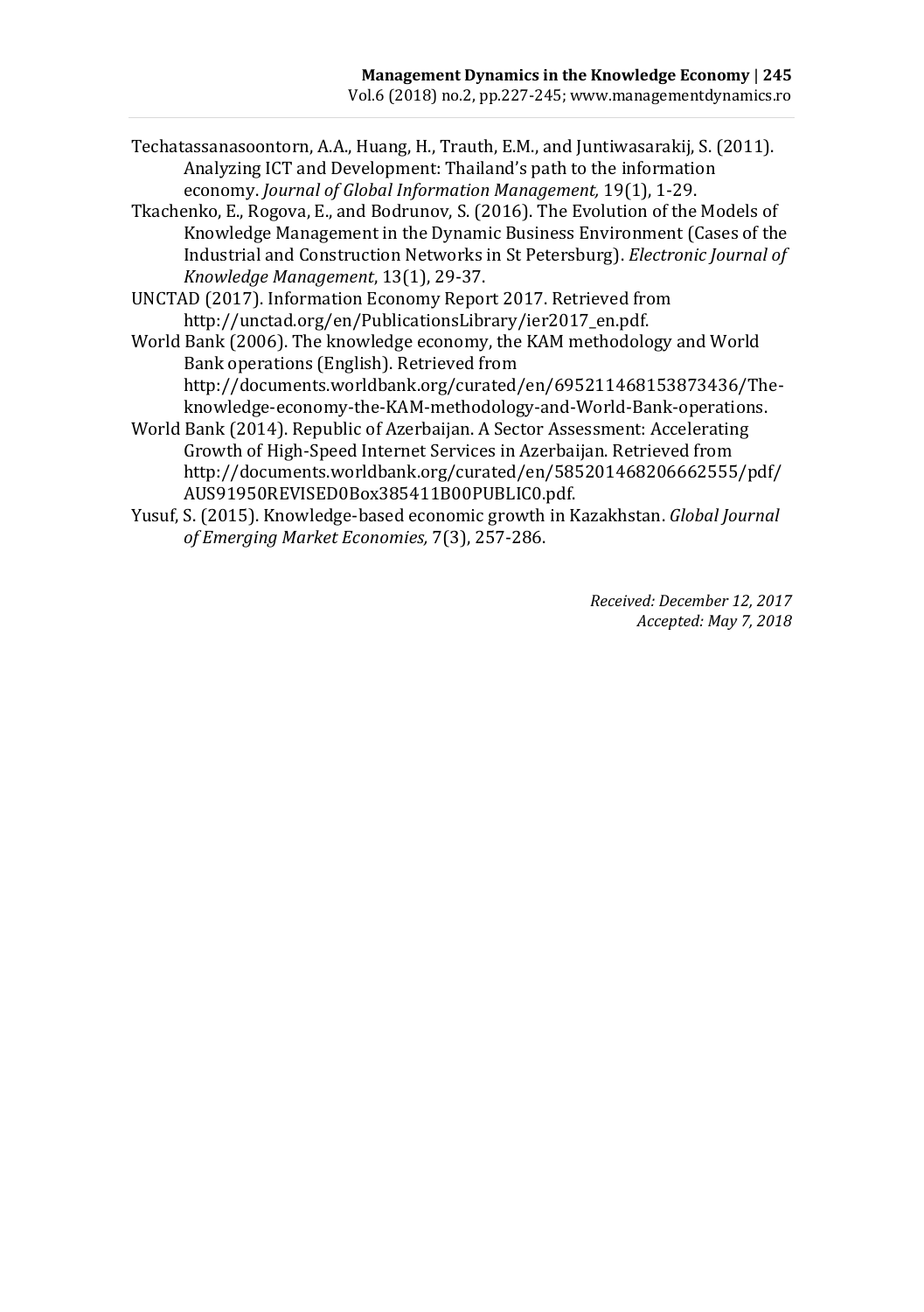Techatassanasoontorn, A.A., Huang, H., Trauth, E.M., and Juntiwasarakij, S. (2011). Analyzing ICT and Development: Thailand's path to the information economy. *Journal of Global Information Management,* 19(1), 1-29.

Tkachenko, E., Rogova, E., and Bodrunov, S. (2016). The Evolution of the Models of Knowledge Management in the Dynamic Business Environment (Cases of the Industrial and Construction Networks in St Petersburg). *Electronic Journal of Knowledge Management*, 13(1), 29-37.

UNCTAD (2017). Information Economy Report 2017. Retrieved from http://unctad.org/en/PublicationsLibrary/ier2017_en.pdf.

World Bank (2006). The knowledge economy, the KAM methodology and World Bank operations (English). Retrieved from http://documents.worldbank.org/curated/en/695211468153873436/The-knowledge-economy-the-KAM-methodology-and-World-Bank-operations.

World Bank (2014). Republic of Azerbaijan. A Sector Assessment: Accelerating Growth of High-Speed Internet Services in Azerbaijan. Retrieved from http://documents.worldbank.org/curated/en/585201468206662555/pdf/AUS91950REVISED0Box385411B00PUBLIC0.pdf.

Yusuf, S. (2015). Knowledge-based economic growth in Kazakhstan. *Global Journal of Emerging Market Economies,* 7(3), 257-286.

*Received: December 12, 2017*
*Accepted: May 7, 2018*